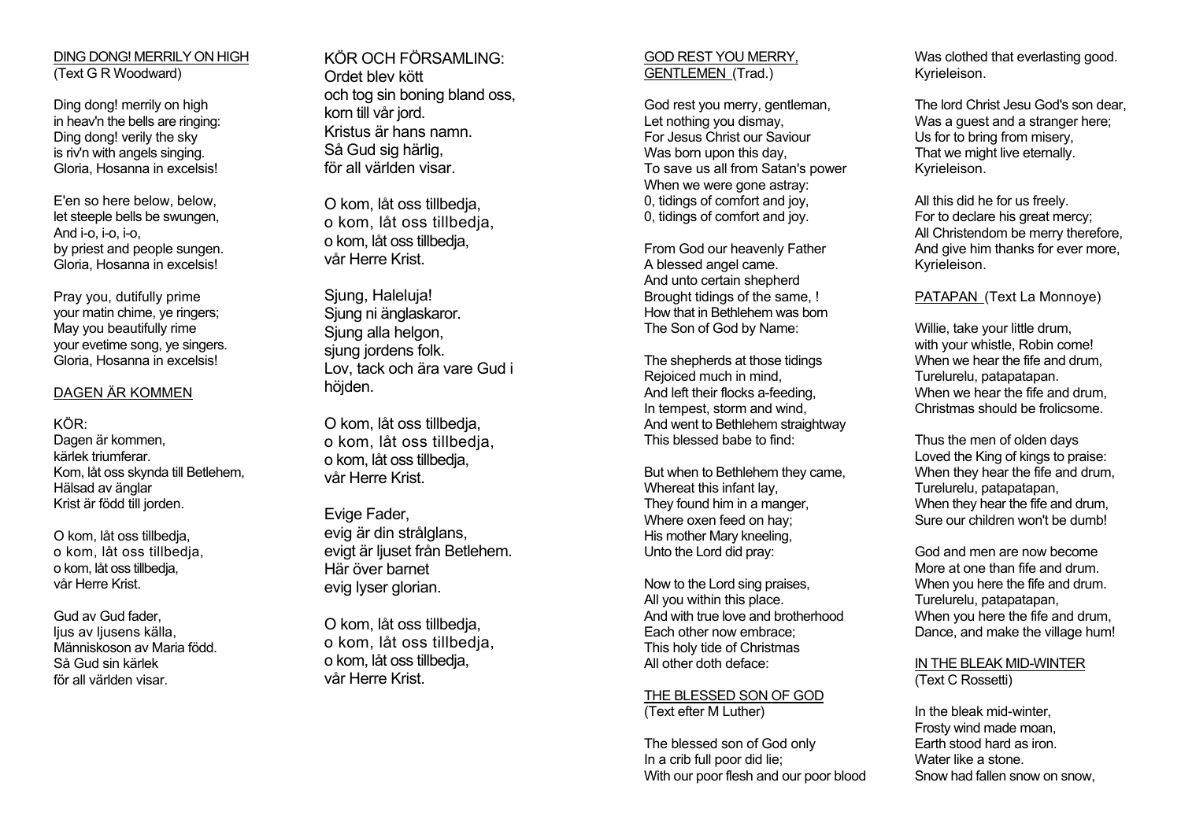DING DONG! MERRILY ON HIGH
(Text G R Woodward)

Ding dong! merrily on high
in heav'n the bells are ringing:
Ding dong! verily the sky
is riv'n with angels singing.
Gloria, Hosanna in excelsis!

E'en so here below, below,
let steeple bells be swungen,
And i-o, i-o, i-o,
by priest and people sungen.
Gloria, Hosanna in excelsis!

Pray you, dutifully prime
your matin chime, ye ringers;
May you beautifully rime
your evetime song, ye singers.
Gloria, Hosanna in excelsis!

DAGEN ÄR KOMMEN

KÖR:
Dagen är kommen,
kärlek triumferar.
Kom, låt oss skynda till Betlehem,
Hälsad av änglar
Krist är född till jorden.

O kom, låt oss tillbedja,
o kom, låt oss tillbedja,
o kom, låt oss tillbedja,
vår Herre Krist.

Gud av Gud fader,
ljus av ljusens källa,
Människoson av Maria född.
Så Gud sin kärlek
för all världen visar.

KÖR OCH FÖRSAMLING:
Ordet blev kött
och tog sin boning bland oss,
korn till vår jord.
Kristus är hans namn.
Så Gud sig härlig,
för all världen visar.

O kom, låt oss tillbedja,
o kom, låt oss tillbedja,
o kom, låt oss tillbedja,
vår Herre Krist.

Sjung, Haleluja!
Sjung ni änglaskaror.
Sjung alla helgon,
sjung jordens folk.
Lov, tack och ära vare Gud i höjden.

O kom, låt oss tillbedja,
o kom, låt oss tillbedja,
o kom, låt oss tillbedja,
vår Herre Krist.

Evige Fader,
evig är din strålglans,
evigt är ljuset från Betlehem.
Här över barnet
evig lyser glorian.

O kom, låt oss tillbedja,
o kom, låt oss tillbedja,
o kom, låt oss tillbedja,
vår Herre Krist.

GOD REST YOU MERRY, GENTLEMEN (Trad.)

God rest you merry, gentleman,
Let nothing you dismay,
For Jesus Christ our Saviour
Was born upon this day,
To save us all from Satan's power
When we were gone astray:
0, tidings of comfort and joy,
0, tidings of comfort and joy.

From God our heavenly Father
A blessed angel came.
And unto certain shepherd
Brought tidings of the same, !
How that in Bethlehem was born
The Son of God by Name:

The shepherds at those tidings
Rejoiced much in mind,
And left their flocks a-feeding,
In tempest, storm and wind,
And went to Bethlehem straightway
This blessed babe to find:

But when to Bethlehem they came,
Whereat this infant lay,
They found him in a manger,
Where oxen feed on hay;
His mother Mary kneeling,
Unto the Lord did pray:

Now to the Lord sing praises,
All you within this place.
And with true love and brotherhood
Each other now embrace;
This holy tide of Christmas
All other doth deface:

THE BLESSED SON OF GOD
(Text efter M Luther)

The blessed son of God only
In a crib full poor did lie;
With our poor flesh and our poor blood
Was clothed that everlasting good.
Kyrieleison.

The lord Christ Jesu God's son dear,
Was a guest and a stranger here;
Us for to bring from misery,
That we might live eternally.
Kyrieleison.

All this did he for us freely.
For to declare his great mercy;
All Christendom be merry therefore,
And give him thanks for ever more,
Kyrieleison.

PATAPAN (Text La Monnoye)

Willie, take your little drum,
with your whistle, Robin come!
When we hear the fife and drum,
Turelurelu, patapatapan.
When we hear the fife and drum,
Christmas should be frolicsome.

Thus the men of olden days
Loved the King of kings to praise:
When they hear the fife and drum,
Turelurelu, patapatapan,
When they hear the fife and drum,
Sure our children won't be dumb!

God and men are now become
More at one than fife and drum.
When you here the fife and drum.
Turelurelu, patapatapan,
When you here the fife and drum,
Dance, and make the village hum!

IN THE BLEAK MID-WINTER
(Text C Rossetti)

In the bleak mid-winter,
Frosty wind made moan,
Earth stood hard as iron.
Water like a stone.
Snow had fallen snow on snow,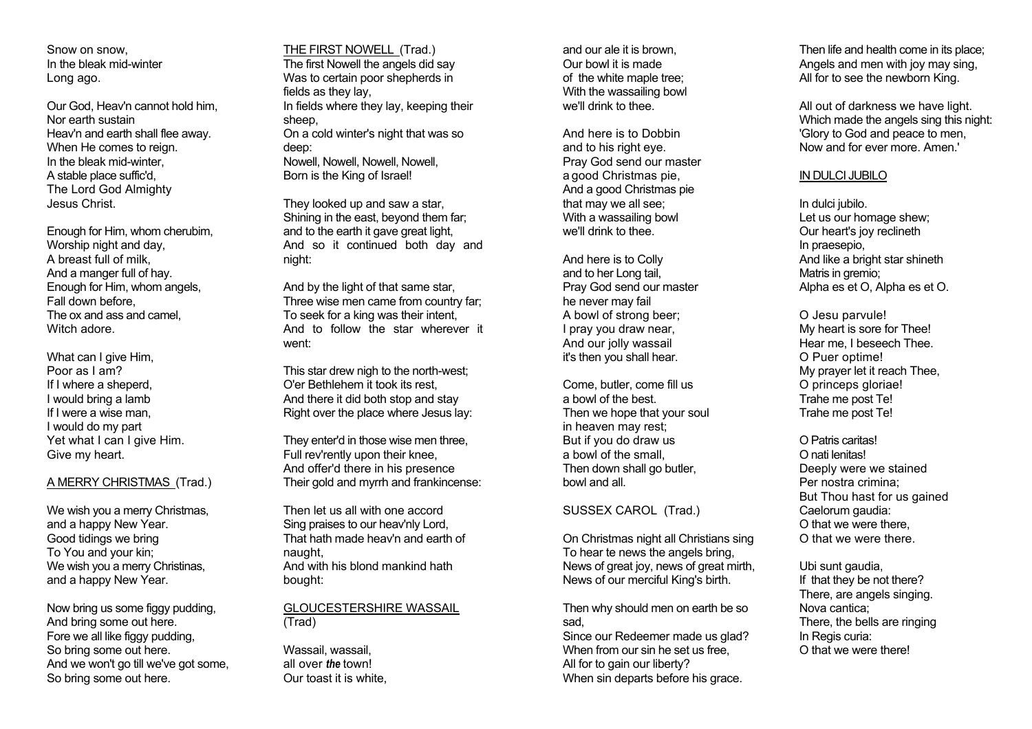Snow on snow,
In the bleak mid-winter
Long ago.

Our God, Heav'n cannot hold him,
Nor earth sustain
Heav'n and earth shall flee away.
When He comes to reign.
In the bleak mid-winter,
A stable place suffic'd,
The Lord God Almighty
Jesus Christ.

Enough for Him, whom cherubim,
Worship night and day,
A breast full of milk,
And a manger full of hay.
Enough for Him, whom angels,
Fall down before,
The ox and ass and camel,
Witch adore.

What can I give Him,
Poor as I am?
If I where a sheperd,
I would bring a lamb
If I were a wise man,
I would do my part
Yet what I can I give Him.
Give my heart.

## A MERRY CHRISTMAS (Trad.)

We wish you a merry Christmas,
and a happy New Year.
Good tidings we bring
To You and your kin;
We wish you a merry Christinas,
and a happy New Year.

Now bring us some figgy pudding,
And bring some out here.
Fore we all like figgy pudding,
So bring some out here.
And we won't go till we've got some,
So bring some out here.

## THE FIRST NOWELL (Trad.)

The first Nowell the angels did say
Was to certain poor shepherds in fields as they lay,
In fields where they lay, keeping their sheep,
On a cold winter's night that was so deep:
Nowell, Nowell, Nowell, Nowell,
Born is the King of Israel!

They looked up and saw a star,
Shining in the east, beyond them far;
and to the earth it gave great light,
And so it continued both day and night:

And by the light of that same star,
Three wise men came from country far;
To seek for a king was their intent,
And to follow the star wherever it went:

This star drew nigh to the north-west;
O'er Bethlehem it took its rest,
And there it did both stop and stay
Right over the place where Jesus lay:

They enter'd in those wise men three,
Full rev'rently upon their knee,
And offer'd there in his presence
Their gold and myrrh and frankincense:

Then let us all with one accord
Sing praises to our heav'nly Lord,
That hath made heav'n and earth of naught,
And with his blond mankind hath bought:

## GLOUCESTERSHIRE WASSAIL (Trad)

Wassail, wassail,
all over ***the*** town!
Our toast it is white,
and our ale it is brown,
Our bowl it is made
of the white maple tree;
With the wassailing bowl
we'll drink to thee.

And here is to Dobbin
and to his right eye.
Pray God send our master
a good Christmas pie,
And a good Christmas pie
that may we all see;
With a wassailing bowl
we'll drink to thee.

And here is to Colly
and to her Long tail,
Pray God send our master
he never may fail
A bowl of strong beer;
I pray you draw near,
And our jolly wassail
it's then you shall hear.

Come, butler, come fill us
a bowl of the best.
Then we hope that your soul
in heaven may rest;
But if you do draw us
a bowl of the small,
Then down shall go butler,
bowl and all.

## SUSSEX CAROL (Trad.)

On Christmas night all Christians sing
To hear te news the angels bring,
News of great joy, news of great mirth,
News of our merciful King's birth.

Then why should men on earth be so sad,
Since our Redeemer made us glad?
When from our sin he set us free,
All for to gain our liberty?
When sin departs before his grace.
Then life and health come in its place;
Angels and men with joy may sing,
All for to see the newborn King.

All out of darkness we have light.
Which made the angels sing this night:
'Glory to God and peace to men,
Now and for ever more. Amen.'

## IN DULCI JUBILO

In dulci jubilo.
Let us our homage shew;
Our heart's joy reclineth
In praesepio,
And like a bright star shineth
Matris in gremio;
Alpha es et O, Alpha es et O.

O Jesu parvule!
My heart is sore for Thee!
Hear me, I beseech Thee.
O Puer optime!
My prayer let it reach Thee,
O princeps gloriae!
Trahe me post Te!
Trahe me post Te!

O Patris caritas!
O nati lenitas!
Deeply were we stained
Per nostra crimina;
But Thou hast for us gained
Caelorum gaudia:
O that we were there,
O that we were there.

Ubi sunt gaudia,
If that they be not there?
There, are angels singing.
Nova cantica;
There, the bells are ringing
In Regis curia:
O that we were there!